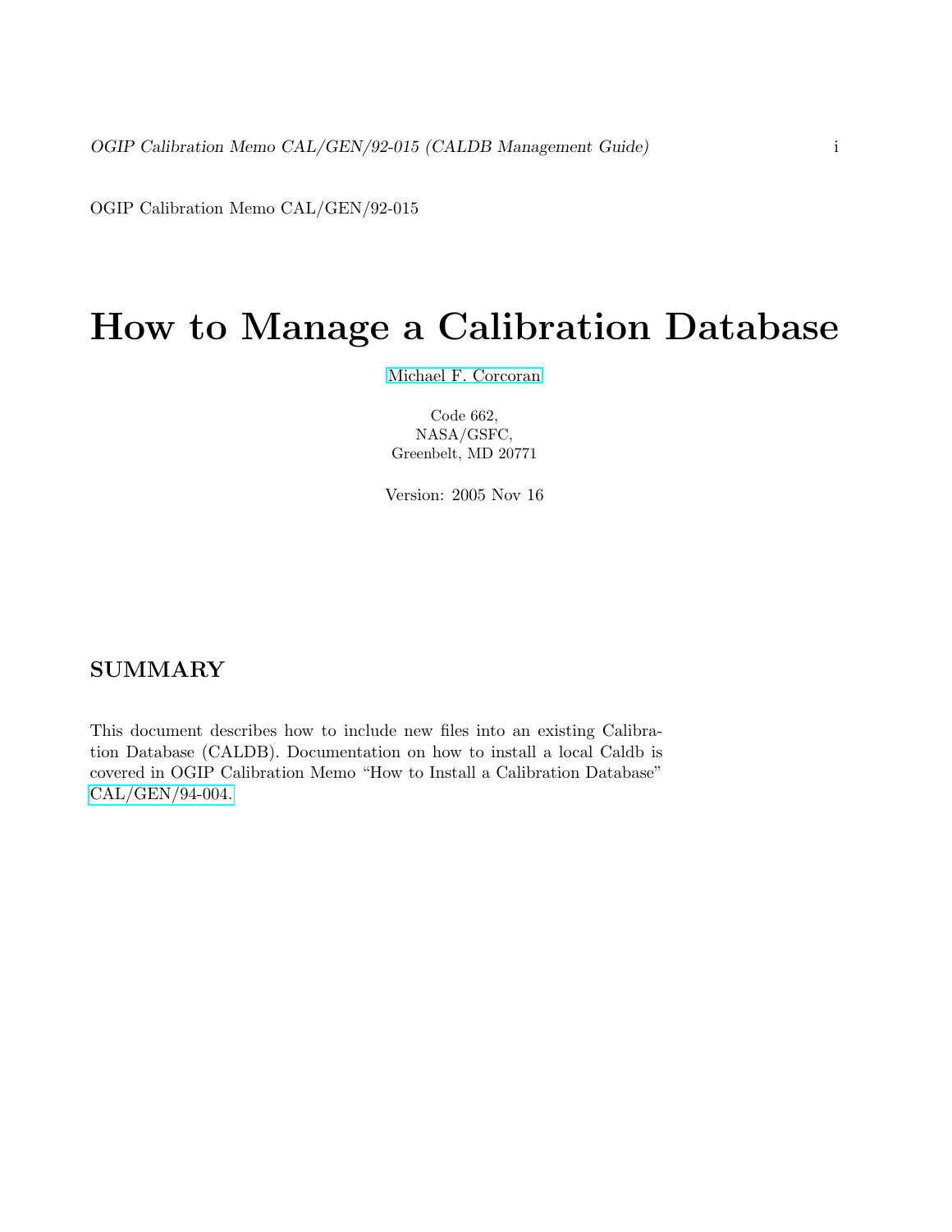OGIP Calibration Memo CAL/GEN/92-015

# How to Manage a Calibration Database

Michael F. Corcoran

Code 662,
NASA/GSFC,
Greenbelt, MD 20771

Version: 2005 Nov 16

## SUMMARY

This document describes how to include new files into an existing Calibration Database (CALDB). Documentation on how to install a local Caldb is covered in OGIP Calibration Memo "How to Install a Calibration Database" CAL/GEN/94-004.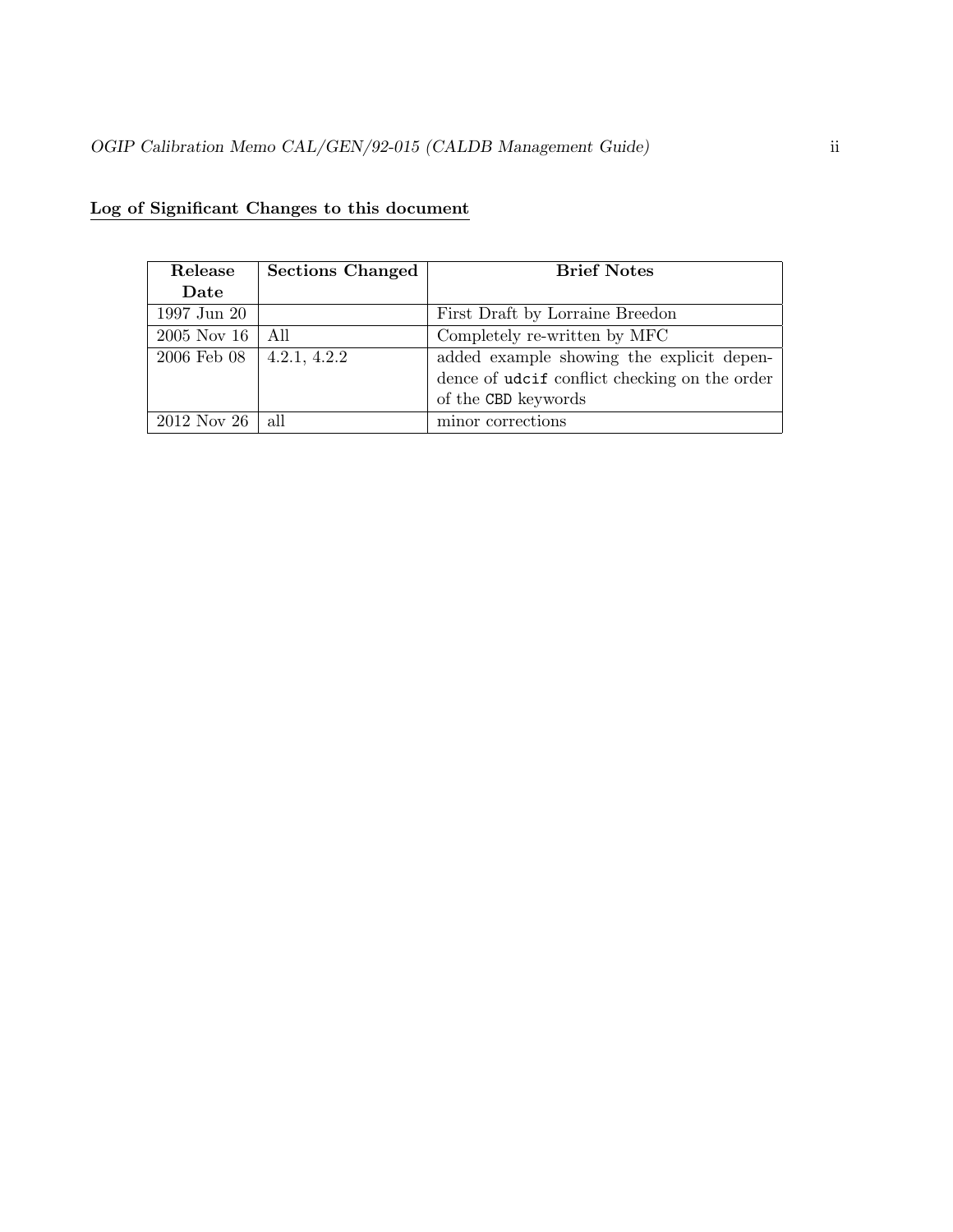**Log of Significant Changes to this document**

| Release Date | Sections Changed | Brief Notes |
|---|---|---|
| 1997 Jun 20 | | First Draft by Lorraine Breedon |
| 2005 Nov 16 | All | Completely re-written by MFC |
| 2006 Feb 08 | 4.2.1, 4.2.2 | added example showing the explicit dependence of `udcif` conflict checking on the order of the `CBD` keywords |
| 2012 Nov 26 | all | minor corrections |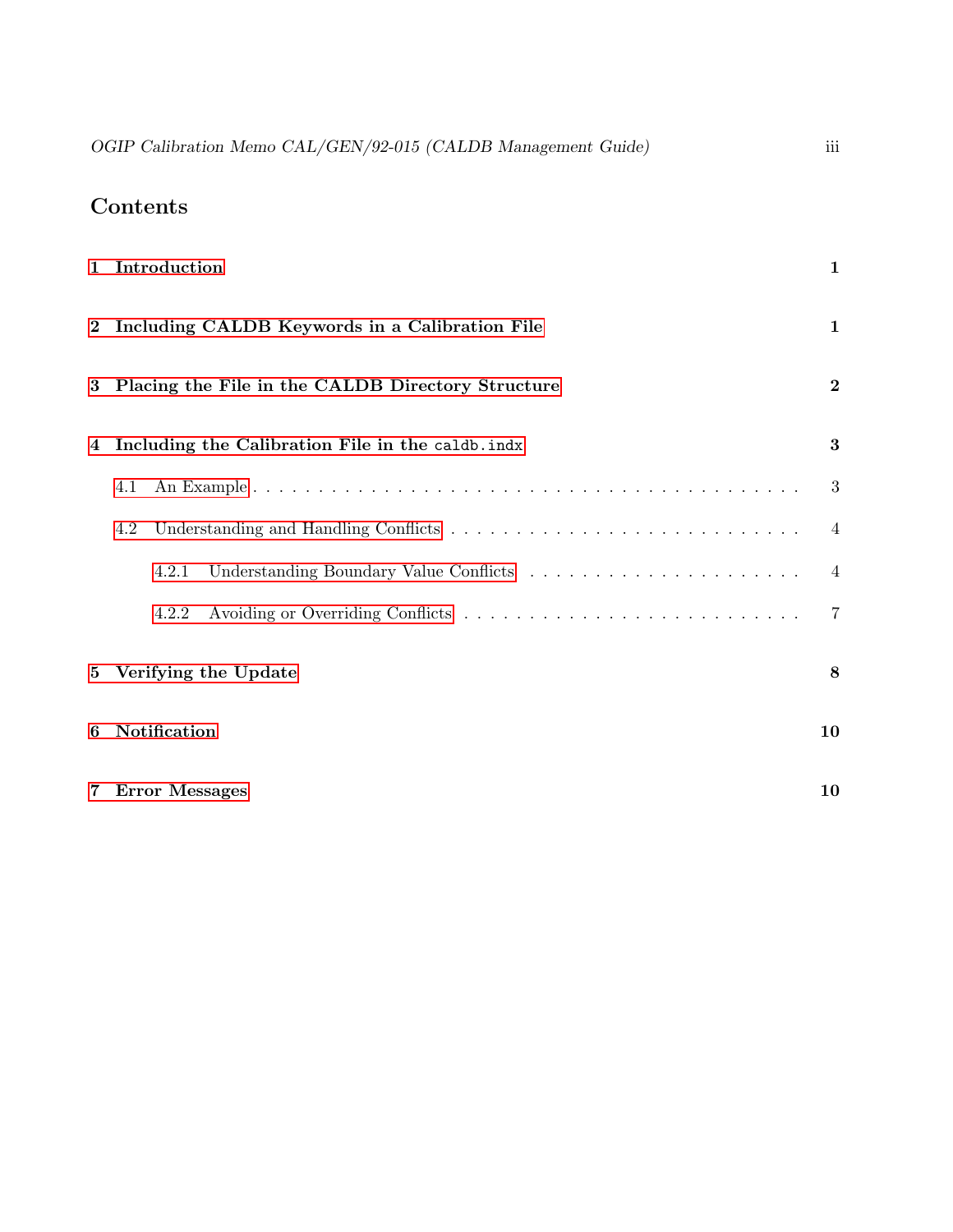# Contents

1 Introduction 1

2 Including CALDB Keywords in a Calibration File 1

3 Placing the File in the CALDB Directory Structure 2

4 Including the Calibration File in the `caldb.indx` 3

- 4.1 An Example . . . . . . . . . . . . . . . . . . . . . . . . . . . . . . . . . . . . . . . . . 3
- 4.2 Understanding and Handling Conflicts . . . . . . . . . . . . . . . . . . . . . . . . . . . . 4
  - 4.2.1 Understanding Boundary Value Conflicts . . . . . . . . . . . . . . . . . . . . . . 4
  - 4.2.2 Avoiding or Overriding Conflicts . . . . . . . . . . . . . . . . . . . . . . . . . . . 7

5 Verifying the Update 8

6 Notification 10

7 Error Messages 10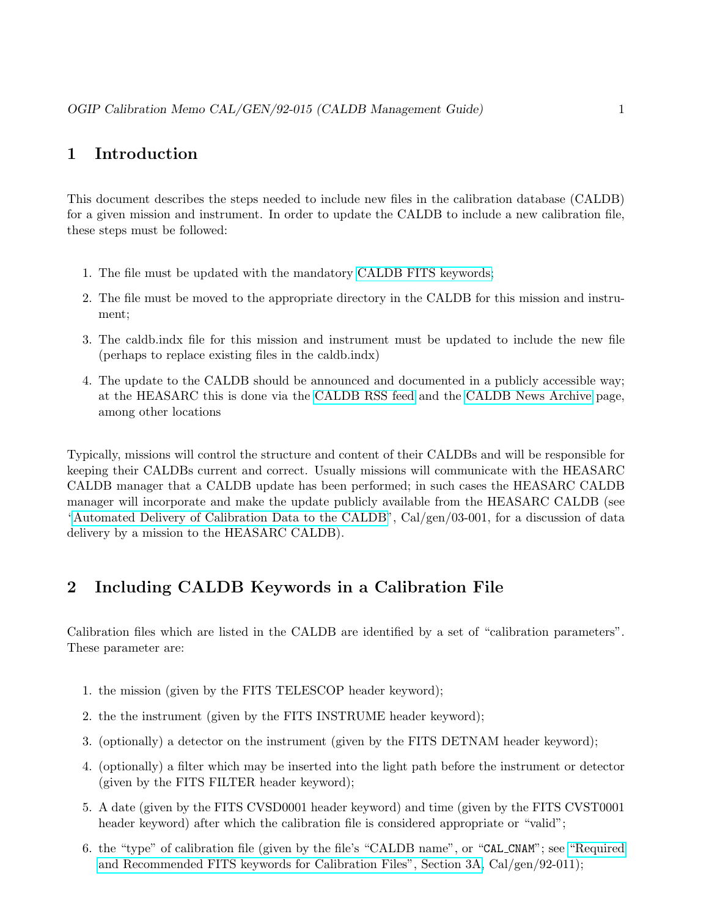# 1 Introduction

This document describes the steps needed to include new files in the calibration database (CALDB) for a given mission and instrument. In order to update the CALDB to include a new calibration file, these steps must be followed:

1. The file must be updated with the mandatory CALDB FITS keywords;
2. The file must be moved to the appropriate directory in the CALDB for this mission and instrument;
3. The caldb.indx file for this mission and instrument must be updated to include the new file (perhaps to replace existing files in the caldb.indx)
4. The update to the CALDB should be announced and documented in a publicly accessible way; at the HEASARC this is done via the CALDB RSS feed and the CALDB News Archive page, among other locations

Typically, missions will control the structure and content of their CALDBs and will be responsible for keeping their CALDBs current and correct. Usually missions will communicate with the HEASARC CALDB manager that a CALDB update has been performed; in such cases the HEASARC CALDB manager will incorporate and make the update publicly available from the HEASARC CALDB (see 'Automated Delivery of Calibration Data to the CALDB', Cal/gen/03-001, for a discussion of data delivery by a mission to the HEASARC CALDB).

# 2 Including CALDB Keywords in a Calibration File

Calibration files which are listed in the CALDB are identified by a set of "calibration parameters". These parameter are:

1. the mission (given by the FITS TELESCOP header keyword);
2. the the instrument (given by the FITS INSTRUME header keyword);
3. (optionally) a detector on the instrument (given by the FITS DETNAM header keyword);
4. (optionally) a filter which may be inserted into the light path before the instrument or detector (given by the FITS FILTER header keyword);
5. A date (given by the FITS CVSD0001 header keyword) and time (given by the FITS CVST0001 header keyword) after which the calibration file is considered appropriate or "valid";
6. the "type" of calibration file (given by the file's "CALDB name", or "CAL_CNAM"; see "Required and Recommended FITS keywords for Calibration Files", Section 3A, Cal/gen/92-011);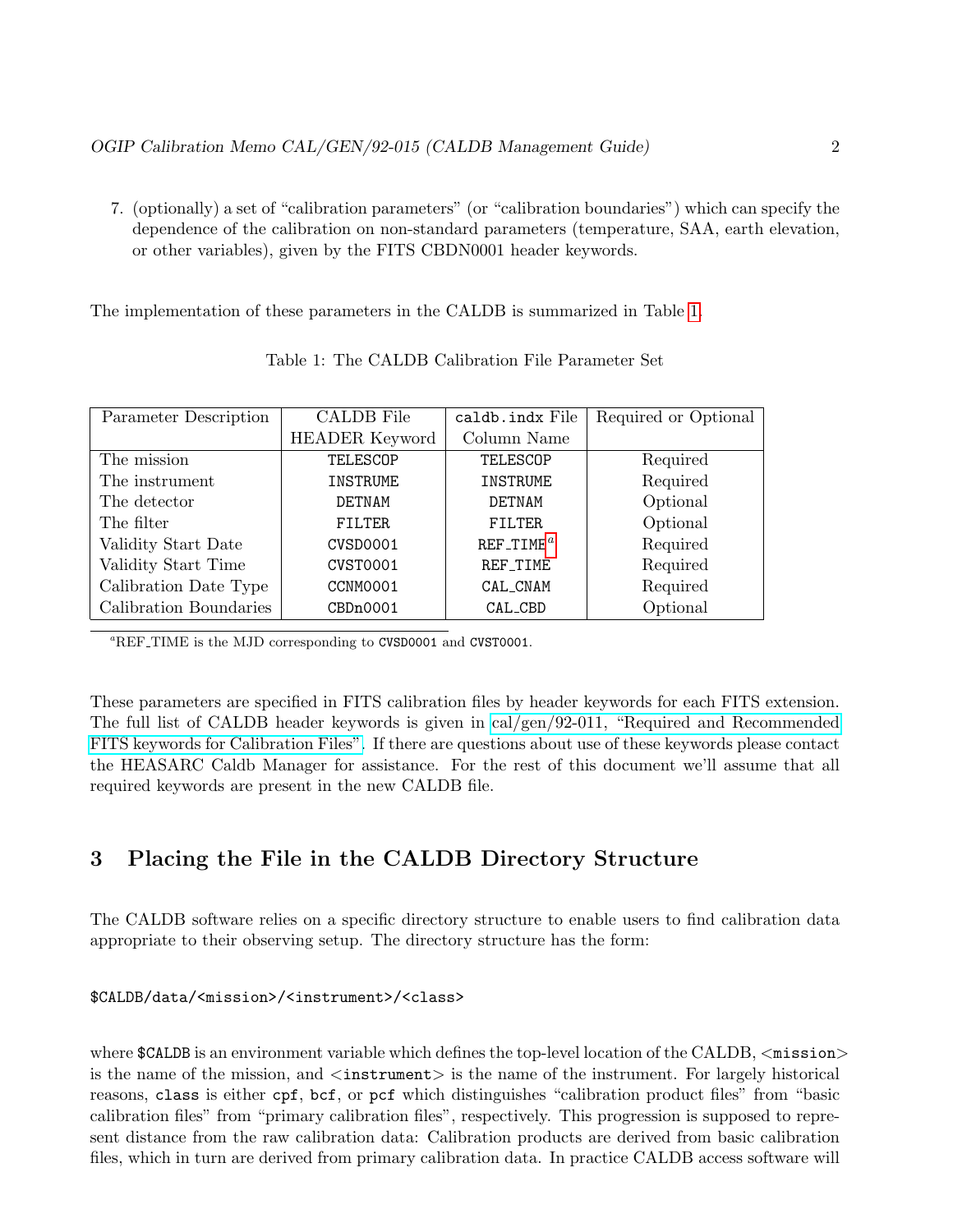7. (optionally) a set of "calibration parameters" (or "calibration boundaries") which can specify the dependence of the calibration on non-standard parameters (temperature, SAA, earth elevation, or other variables), given by the FITS CBDN0001 header keywords.

The implementation of these parameters in the CALDB is summarized in Table 1.

Table 1: The CALDB Calibration File Parameter Set

| Parameter Description | CALDB File HEADER Keyword | `caldb.indx` File Column Name | Required or Optional |
|---|---|---|---|
| The mission | `TELESCOP` | `TELESCOP` | Required |
| The instrument | `INSTRUME` | `INSTRUME` | Required |
| The detector | `DETNAM` | `DETNAM` | Optional |
| The filter | `FILTER` | `FILTER` | Optional |
| Validity Start Date | `CVSD0001` | `REF_TIME`[a] | Required |
| Validity Start Time | `CVST0001` | `REF_TIME` | Required |
| Calibration Date Type | `CCNM0001` | `CAL_CNAM` | Required |
| Calibration Boundaries | `CBDn0001` | `CAL_CBD` | Optional |

[a]REF_TIME is the MJD corresponding to `CVSD0001` and `CVST0001`.

These parameters are specified in FITS calibration files by header keywords for each FITS extension. The full list of CALDB header keywords is given in cal/gen/92-011, "Required and Recommended FITS keywords for Calibration Files". If there are questions about use of these keywords please contact the HEASARC Caldb Manager for assistance. For the rest of this document we'll assume that all required keywords are present in the new CALDB file.

## 3 Placing the File in the CALDB Directory Structure

The CALDB software relies on a specific directory structure to enable users to find calibration data appropriate to their observing setup. The directory structure has the form:

```
$CALDB/data/<mission>/<instrument>/<class>
```

where `$CALDB` is an environment variable which defines the top-level location of the CALDB, <`mission`> is the name of the mission, and <`instrument`> is the name of the instrument. For largely historical reasons, `class` is either `cpf`, `bcf`, or `pcf` which distinguishes "calibration product files" from "basic calibration files" from "primary calibration files", respectively. This progression is supposed to represent distance from the raw calibration data: Calibration products are derived from basic calibration files, which in turn are derived from primary calibration data. In practice CALDB access software will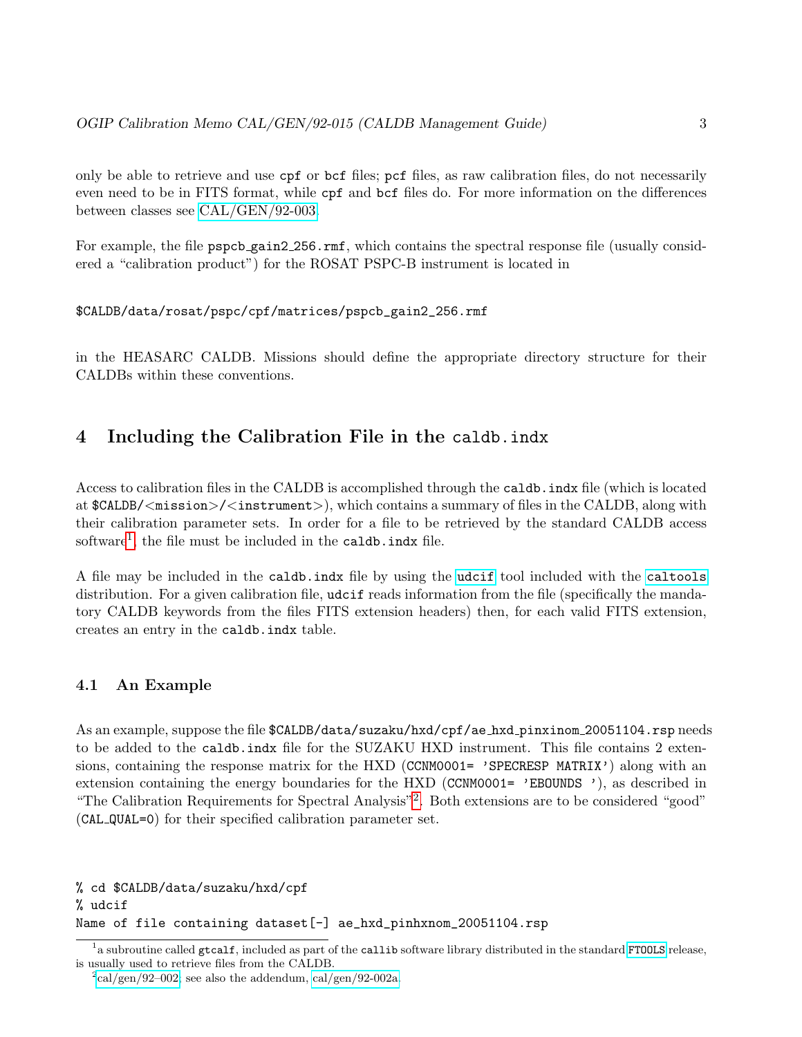only be able to retrieve and use cpf or bcf files; pcf files, as raw calibration files, do not necessarily even need to be in FITS format, while cpf and bcf files do. For more information on the differences between classes see CAL/GEN/92-003.

For example, the file pspcb_gain2_256.rmf, which contains the spectral response file (usually considered a "calibration product") for the ROSAT PSPC-B instrument is located in

```
$CALDB/data/rosat/pspc/cpf/matrices/pspcb_gain2_256.rmf
```

in the HEASARC CALDB. Missions should define the appropriate directory structure for their CALDBs within these conventions.

# 4 Including the Calibration File in the caldb.indx

Access to calibration files in the CALDB is accomplished through the caldb.indx file (which is located at $CALDB/<mission>/<instrument>), which contains a summary of files in the CALDB, along with their calibration parameter sets. In order for a file to be retrieved by the standard CALDB access software[1], the file must be included in the caldb.indx file.

A file may be included in the caldb.indx file by using the udcif tool included with the caltools distribution. For a given calibration file, udcif reads information from the file (specifically the mandatory CALDB keywords from the files FITS extension headers) then, for each valid FITS extension, creates an entry in the caldb.indx table.

## 4.1 An Example

As an example, suppose the file $CALDB/data/suzaku/hxd/cpf/ae_hxd_pinxinom_20051104.rsp needs to be added to the caldb.indx file for the SUZAKU HXD instrument. This file contains 2 extensions, containing the response matrix for the HXD (CCNM0001= 'SPECRESP MATRIX') along with an extension containing the energy boundaries for the HXD (CCNM0001= 'EBOUNDS '), as described in "The Calibration Requirements for Spectral Analysis"[2]. Both extensions are to be considered "good" (CAL_QUAL=0) for their specified calibration parameter set.

```
% cd $CALDB/data/suzaku/hxd/cpf
% udcif
Name of file containing dataset[-] ae_hxd_pinhxnom_20051104.rsp
```

[1] a subroutine called gtcalf, included as part of the callib software library distributed in the standard FTOOLS release, is usually used to retrieve files from the CALDB.

[2] cal/gen/92–002; see also the addendum, cal/gen/92-002a.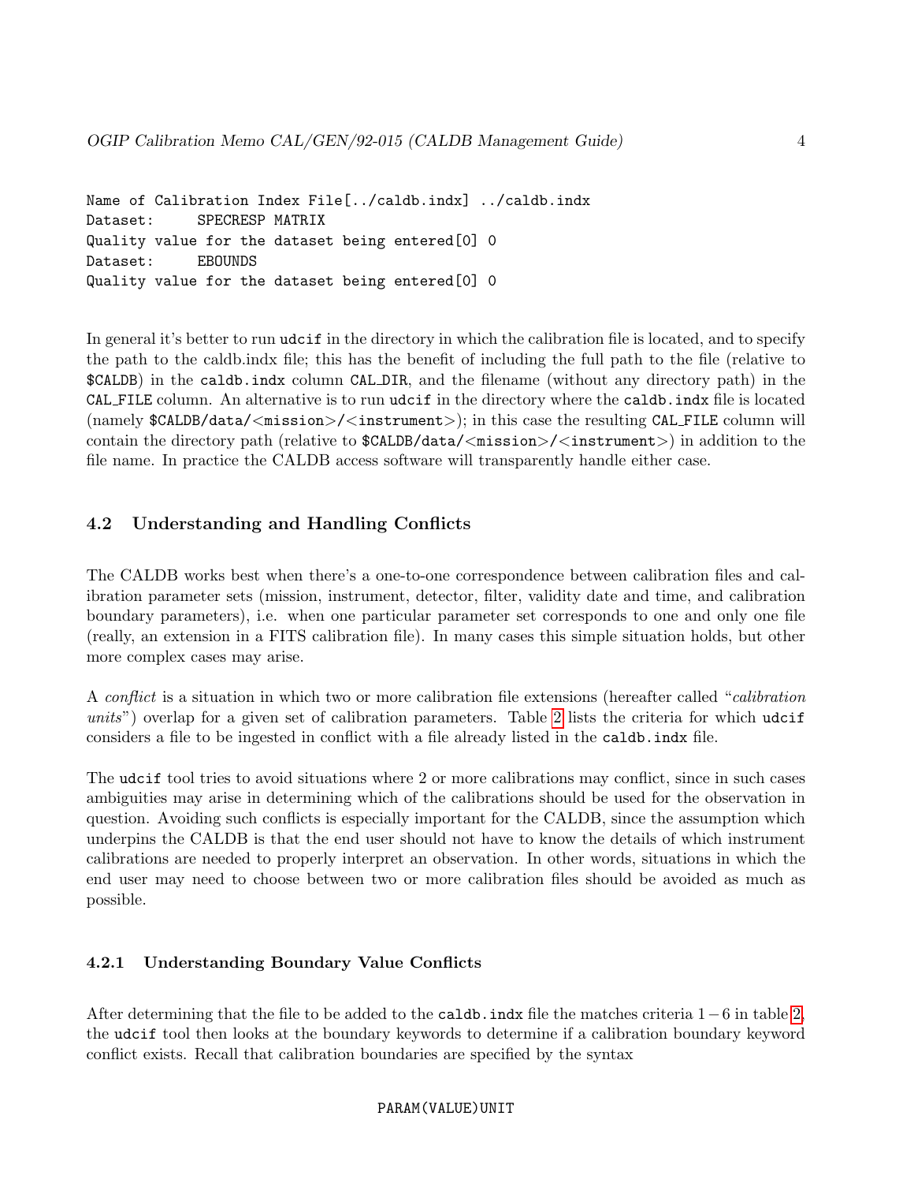```
Name of Calibration Index File[../caldb.indx] ../caldb.indx
Dataset:     SPECRESP MATRIX
Quality value for the dataset being entered[0] 0
Dataset:     EBOUNDS
Quality value for the dataset being entered[0] 0
```

In general it's better to run `udcif` in the directory in which the calibration file is located, and to specify the path to the caldb.indx file; this has the benefit of including the full path to the file (relative to `$CALDB`) in the `caldb.indx` column `CAL_DIR`, and the filename (without any directory path) in the `CAL_FILE` column. An alternative is to run `udcif` in the directory where the `caldb.indx` file is located (namely `$CALDB/data/<mission>/<instrument>`); in this case the resulting `CAL_FILE` column will contain the directory path (relative to `$CALDB/data/<mission>/<instrument>`) in addition to the file name. In practice the CALDB access software will transparently handle either case.

### 4.2 Understanding and Handling Conflicts

The CALDB works best when there's a one-to-one correspondence between calibration files and calibration parameter sets (mission, instrument, detector, filter, validity date and time, and calibration boundary parameters), i.e. when one particular parameter set corresponds to one and only one file (really, an extension in a FITS calibration file). In many cases this simple situation holds, but other more complex cases may arise.

A *conflict* is a situation in which two or more calibration file extensions (hereafter called "*calibration units*") overlap for a given set of calibration parameters. Table 2 lists the criteria for which `udcif` considers a file to be ingested in conflict with a file already listed in the `caldb.indx` file.

The `udcif` tool tries to avoid situations where 2 or more calibrations may conflict, since in such cases ambiguities may arise in determining which of the calibrations should be used for the observation in question. Avoiding such conflicts is especially important for the CALDB, since the assumption which underpins the CALDB is that the end user should not have to know the details of which instrument calibrations are needed to properly interpret an observation. In other words, situations in which the end user may need to choose between two or more calibration files should be avoided as much as possible.

#### 4.2.1 Understanding Boundary Value Conflicts

After determining that the file to be added to the `caldb.indx` file the matches criteria $1-6$ in table 2, the `udcif` tool then looks at the boundary keywords to determine if a calibration boundary keyword conflict exists. Recall that calibration boundaries are specified by the syntax

```
PARAM(VALUE)UNIT
```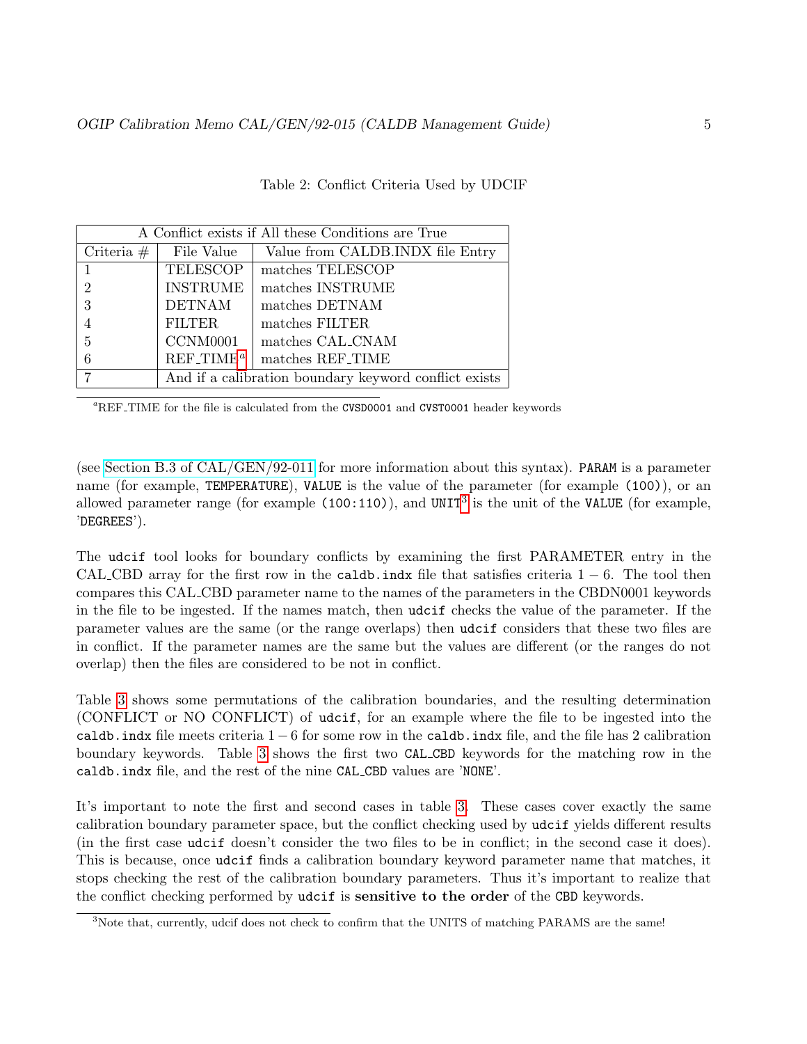Table 2: Conflict Criteria Used by UDCIF

| A Conflict exists if All these Conditions are True | | |
|---|---|---|
| Criteria # | File Value | Value from CALDB.INDX file Entry |
| 1 | TELESCOP | matches TELESCOP |
| 2 | INSTRUME | matches INSTRUME |
| 3 | DETNAM | matches DETNAM |
| 4 | FILTER | matches FILTER |
| 5 | CCNM0001 | matches CAL_CNAM |
| 6 | REF_TIME[a] | matches REF_TIME |
| 7 | And if a calibration boundary keyword conflict exists | |

[a] REF_TIME for the file is calculated from the `CVSD0001` and `CVST0001` header keywords

(see Section B.3 of CAL/GEN/92-011 for more information about this syntax). `PARAM` is a parameter name (for example, `TEMPERATURE`), `VALUE` is the value of the parameter (for example `(100)`), or an allowed parameter range (for example `(100:110)`), and `UNIT`[3] is the unit of the `VALUE` (for example, `'DEGREES'`).

The `udcif` tool looks for boundary conflicts by examining the first PARAMETER entry in the CAL_CBD array for the first row in the `caldb.indx` file that satisfies criteria $1-6$. The tool then compares this CAL_CBD parameter name to the names of the parameters in the CBDN0001 keywords in the file to be ingested. If the names match, then `udcif` checks the value of the parameter. If the parameter values are the same (or the range overlaps) then `udcif` considers that these two files are in conflict. If the parameter names are the same but the values are different (or the ranges do not overlap) then the files are considered to be not in conflict.

Table 3 shows some permutations of the calibration boundaries, and the resulting determination (CONFLICT or NO CONFLICT) of `udcif`, for an example where the file to be ingested into the `caldb.indx` file meets criteria $1-6$ for some row in the `caldb.indx` file, and the file has 2 calibration boundary keywords. Table 3 shows the first two `CAL_CBD` keywords for the matching row in the `caldb.indx` file, and the rest of the nine `CAL_CBD` values are `'NONE'`.

It's important to note the first and second cases in table 3. These cases cover exactly the same calibration boundary parameter space, but the conflict checking used by `udcif` yields different results (in the first case `udcif` doesn't consider the two files to be in conflict; in the second case it does). This is because, once `udcif` finds a calibration boundary keyword parameter name that matches, it stops checking the rest of the calibration boundary parameters. Thus it's important to realize that the conflict checking performed by `udcif` is **sensitive to the order** of the `CBD` keywords.

[3] Note that, currently, udcif does not check to confirm that the UNITS of matching PARAMS are the same!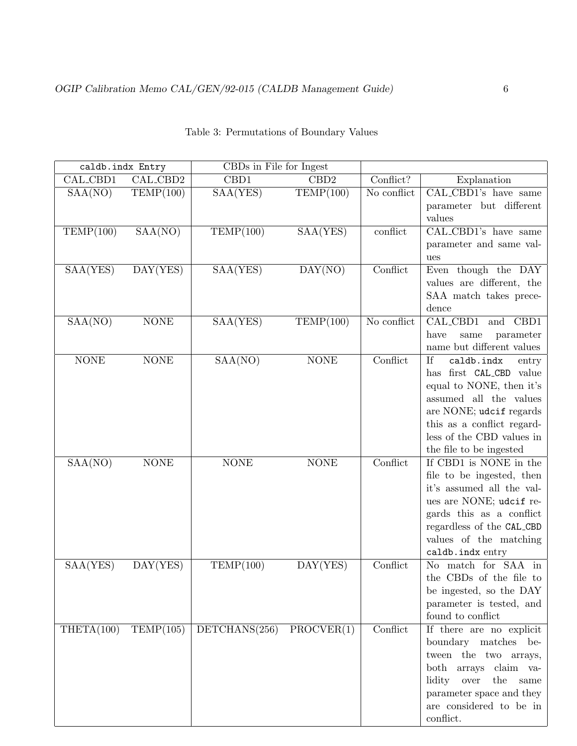Table 3: Permutations of Boundary Values

| caldb.indx Entry | | CBDs in File for Ingest | | | |
|---|---|---|---|---|---|
| CAL_CBD1 | CAL_CBD2 | CBD1 | CBD2 | Conflict? | Explanation |
| SAA(NO) | TEMP(100) | SAA(YES) | TEMP(100) | No conflict | CAL_CBD1's have same parameter but different values |
| TEMP(100) | SAA(NO) | TEMP(100) | SAA(YES) | conflict | CAL_CBD1's have same parameter and same values |
| SAA(YES) | DAY(YES) | SAA(YES) | DAY(NO) | Conflict | Even though the DAY values are different, the SAA match takes precedence |
| SAA(NO) | NONE | SAA(YES) | TEMP(100) | No conflict | CAL_CBD1 and CBD1 have same parameter name but different values |
| NONE | NONE | SAA(NO) | NONE | Conflict | If caldb.indx entry has first CAL_CBD value equal to NONE, then it's assumed all the values are NONE; udcif regards this as a conflict regardless of the CBD values in the file to be ingested |
| SAA(NO) | NONE | NONE | NONE | Conflict | If CBD1 is NONE in the file to be ingested, then it's assumed all the values are NONE; udcif regards this as a conflict regardless of the CAL_CBD values of the matching caldb.indx entry |
| SAA(YES) | DAY(YES) | TEMP(100) | DAY(YES) | Conflict | No match for SAA in the CBDs of the file to be ingested, so the DAY parameter is tested, and found to conflict |
| THETA(100) | TEMP(105) | DETCHANS(256) | PROCVER(1) | Conflict | If there are no explicit boundary matches between the two arrays, both arrays claim validity over the same parameter space and they are considered to be in conflict. |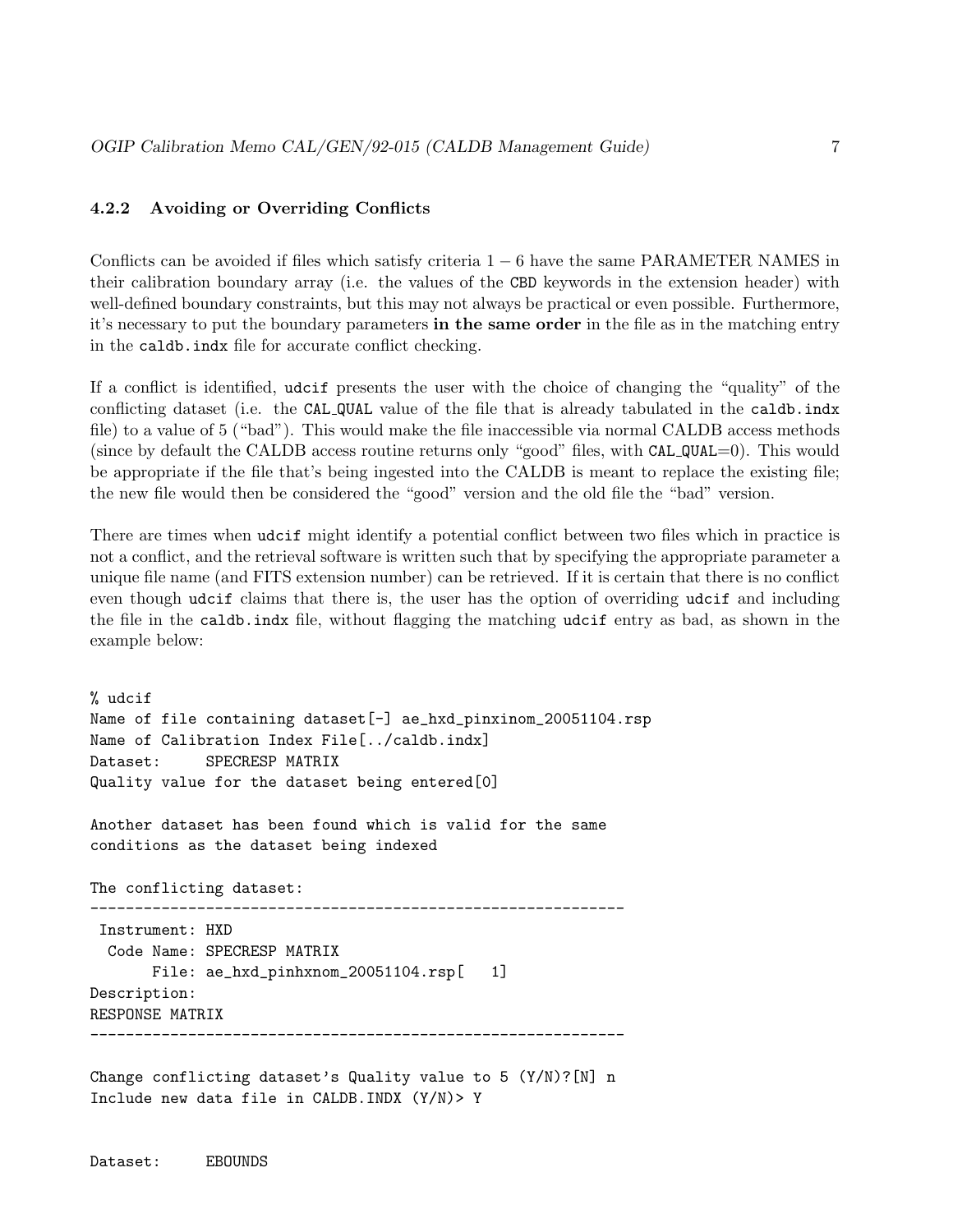### 4.2.2 Avoiding or Overriding Conflicts

Conflicts can be avoided if files which satisfy criteria $1-6$ have the same PARAMETER NAMES in their calibration boundary array (i.e. the values of the `CBD` keywords in the extension header) with well-defined boundary constraints, but this may not always be practical or even possible. Furthermore, it's necessary to put the boundary parameters **in the same order** in the file as in the matching entry in the `caldb.indx` file for accurate conflict checking.

If a conflict is identified, `udcif` presents the user with the choice of changing the "quality" of the conflicting dataset (i.e. the `CAL_QUAL` value of the file that is already tabulated in the `caldb.indx` file) to a value of 5 ("bad"). This would make the file inaccessible via normal CALDB access methods (since by default the CALDB access routine returns only "good" files, with `CAL_QUAL`=0). This would be appropriate if the file that's being ingested into the CALDB is meant to replace the existing file; the new file would then be considered the "good" version and the old file the "bad" version.

There are times when `udcif` might identify a potential conflict between two files which in practice is not a conflict, and the retrieval software is written such that by specifying the appropriate parameter a unique file name (and FITS extension number) can be retrieved. If it is certain that there is no conflict even though `udcif` claims that there is, the user has the option of overriding `udcif` and including the file in the `caldb.indx` file, without flagging the matching `udcif` entry as bad, as shown in the example below:

```
% udcif
Name of file containing dataset[-] ae_hxd_pinxinom_20051104.rsp
Name of Calibration Index File[../caldb.indx]
Dataset:     SPECRESP MATRIX
Quality value for the dataset being entered[0]

Another dataset has been found which is valid for the same
conditions as the dataset being indexed

The conflicting dataset:
------------------------------------------------------------
 Instrument: HXD
  Code Name: SPECRESP MATRIX
       File: ae_hxd_pinhxnom_20051104.rsp[   1]
Description:
RESPONSE MATRIX
------------------------------------------------------------

Change conflicting dataset's Quality value to 5 (Y/N)?[N] n
Include new data file in CALDB.INDX (Y/N)> Y


Dataset:     EBOUNDS
```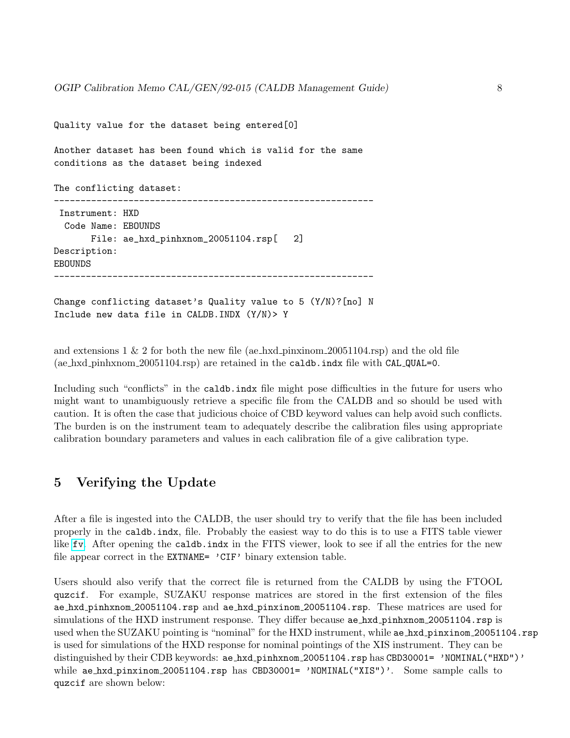```
Quality value for the dataset being entered[0]

Another dataset has been found which is valid for the same
conditions as the dataset being indexed

The conflicting dataset:
------------------------------------------------------------
 Instrument: HXD
  Code Name: EBOUNDS
       File: ae_hxd_pinhxnom_20051104.rsp[   2]
Description:
EBOUNDS
------------------------------------------------------------

Change conflicting dataset's Quality value to 5 (Y/N)?[no] N
Include new data file in CALDB.INDX (Y/N)> Y
```

and extensions 1 & 2 for both the new file (ae_hxd_pinxinom_20051104.rsp) and the old file (ae_hxd_pinhxnom_20051104.rsp) are retained in the `caldb.indx` file with `CAL_QUAL=0`.

Including such "conflicts" in the `caldb.indx` file might pose difficulties in the future for users who might want to unambiguously retrieve a specific file from the CALDB and so should be used with caution. It is often the case that judicious choice of CBD keyword values can help avoid such conflicts. The burden is on the instrument team to adequately describe the calibration files using appropriate calibration boundary parameters and values in each calibration file of a give calibration type.

## 5 Verifying the Update

After a file is ingested into the CALDB, the user should try to verify that the file has been included properly in the `caldb.indx`, file. Probably the easiest way to do this is to use a FITS table viewer like `fv`. After opening the `caldb.indx` in the FITS viewer, look to see if all the entries for the new file appear correct in the `EXTNAME= 'CIF'` binary extension table.

Users should also verify that the correct file is returned from the CALDB by using the FTOOL `quzcif`. For example, SUZAKU response matrices are stored in the first extension of the files `ae_hxd_pinhxnom_20051104.rsp` and `ae_hxd_pinxinom_20051104.rsp`. These matrices are used for simulations of the HXD instrument response. They differ because `ae_hxd_pinhxnom_20051104.rsp` is used when the SUZAKU pointing is "nominal" for the HXD instrument, while `ae_hxd_pinxinom_20051104.rsp` is used for simulations of the HXD response for nominal pointings of the XIS instrument. They can be distinguished by their CDB keywords: `ae_hxd_pinhxnom_20051104.rsp` has `CBD30001= 'NOMINAL("HXD")'` while `ae_hxd_pinxinom_20051104.rsp` has `CBD30001= 'NOMINAL("XIS")'`. Some sample calls to `quzcif` are shown below: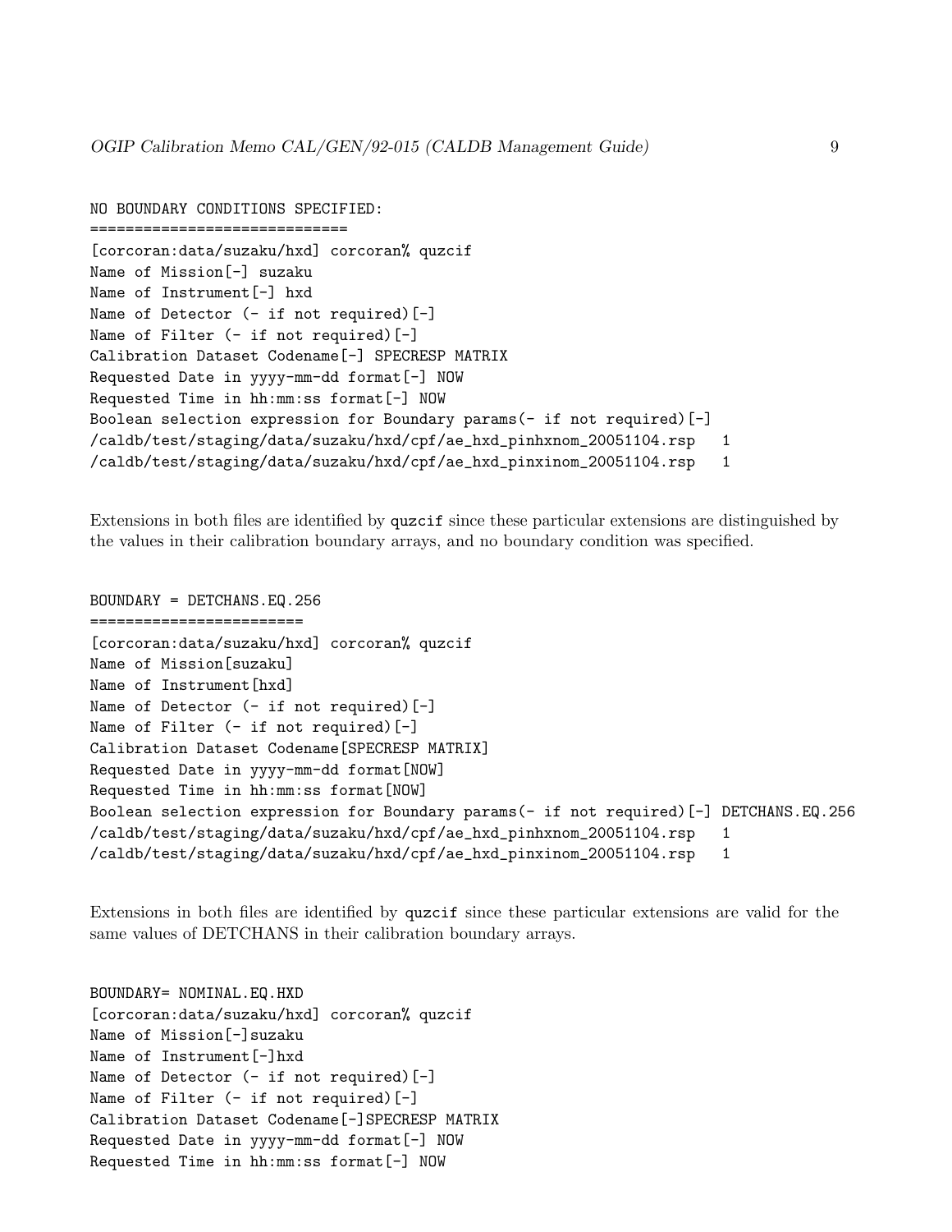```
NO BOUNDARY CONDITIONS SPECIFIED:
=============================
[corcoran:data/suzaku/hxd] corcoran% quzcif
Name of Mission[-] suzaku
Name of Instrument[-] hxd
Name of Detector (- if not required)[-]
Name of Filter (- if not required)[-]
Calibration Dataset Codename[-] SPECRESP MATRIX
Requested Date in yyyy-mm-dd format[-] NOW
Requested Time in hh:mm:ss format[-] NOW
Boolean selection expression for Boundary params(- if not required)[-]
/caldb/test/staging/data/suzaku/hxd/cpf/ae_hxd_pinhxnom_20051104.rsp   1
/caldb/test/staging/data/suzaku/hxd/cpf/ae_hxd_pinxinom_20051104.rsp   1
```

Extensions in both files are identified by `quzcif` since these particular extensions are distinguished by the values in their calibration boundary arrays, and no boundary condition was specified.

```
BOUNDARY = DETCHANS.EQ.256
========================
[corcoran:data/suzaku/hxd] corcoran% quzcif
Name of Mission[suzaku]
Name of Instrument[hxd]
Name of Detector (- if not required)[-]
Name of Filter (- if not required)[-]
Calibration Dataset Codename[SPECRESP MATRIX]
Requested Date in yyyy-mm-dd format[NOW]
Requested Time in hh:mm:ss format[NOW]
Boolean selection expression for Boundary params(- if not required)[-] DETCHANS.EQ.256
/caldb/test/staging/data/suzaku/hxd/cpf/ae_hxd_pinhxnom_20051104.rsp   1
/caldb/test/staging/data/suzaku/hxd/cpf/ae_hxd_pinxinom_20051104.rsp   1
```

Extensions in both files are identified by `quzcif` since these particular extensions are valid for the same values of DETCHANS in their calibration boundary arrays.

```
BOUNDARY= NOMINAL.EQ.HXD
[corcoran:data/suzaku/hxd] corcoran% quzcif
Name of Mission[-]suzaku
Name of Instrument[-]hxd
Name of Detector (- if not required)[-]
Name of Filter (- if not required)[-]
Calibration Dataset Codename[-]SPECRESP MATRIX
Requested Date in yyyy-mm-dd format[-] NOW
Requested Time in hh:mm:ss format[-] NOW
```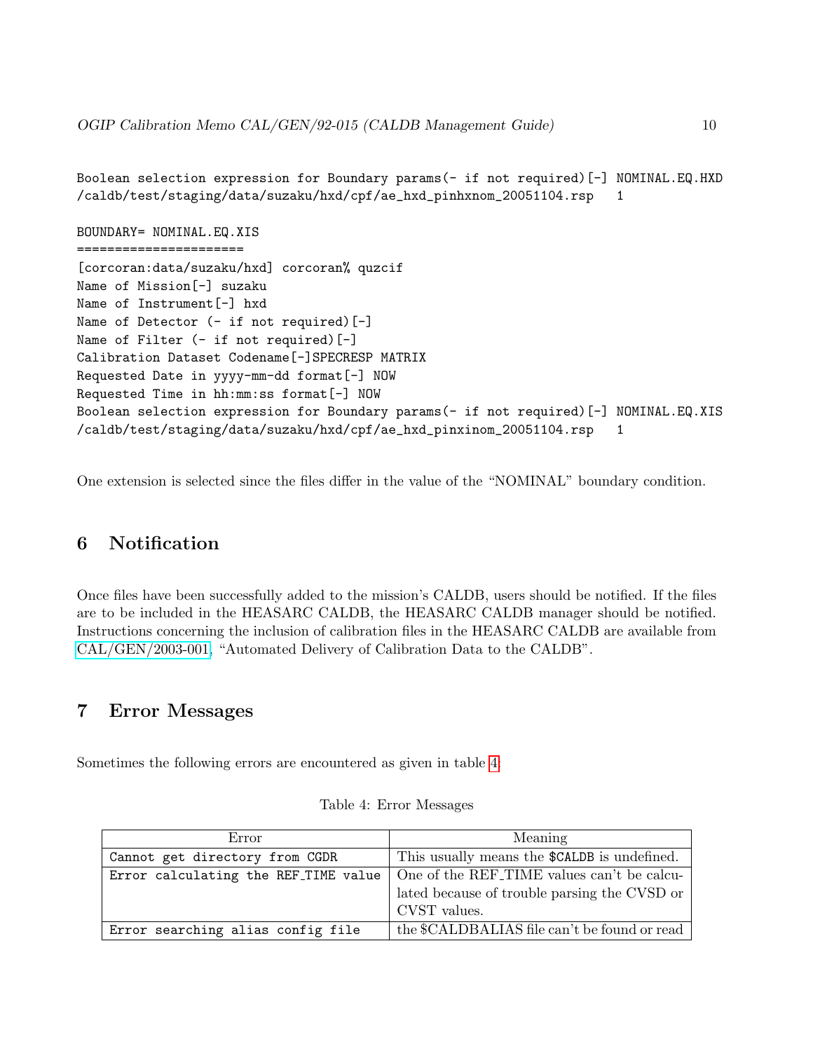```
Boolean selection expression for Boundary params(- if not required)[-] NOMINAL.EQ.HXD
/caldb/test/staging/data/suzaku/hxd/cpf/ae_hxd_pinhxnom_20051104.rsp   1

BOUNDARY= NOMINAL.EQ.XIS
======================
[corcoran:data/suzaku/hxd] corcoran% quzcif
Name of Mission[-] suzaku
Name of Instrument[-] hxd
Name of Detector (- if not required)[-]
Name of Filter (- if not required)[-]
Calibration Dataset Codename[-]SPECRESP MATRIX
Requested Date in yyyy-mm-dd format[-] NOW
Requested Time in hh:mm:ss format[-] NOW
Boolean selection expression for Boundary params(- if not required)[-] NOMINAL.EQ.XIS
/caldb/test/staging/data/suzaku/hxd/cpf/ae_hxd_pinxinom_20051104.rsp   1
```

One extension is selected since the files differ in the value of the "NOMINAL" boundary condition.

## 6 Notification

Once files have been successfully added to the mission's CALDB, users should be notified. If the files are to be included in the HEASARC CALDB, the HEASARC CALDB manager should be notified. Instructions concerning the inclusion of calibration files in the HEASARC CALDB are available from CAL/GEN/2003-001, "Automated Delivery of Calibration Data to the CALDB".

## 7 Error Messages

Sometimes the following errors are encountered as given in table 4.

Table 4: Error Messages

| Error | Meaning |
|---|---|
| `Cannot get directory from CGDR` | This usually means the `$CALDB` is undefined. |
| `Error calculating the REF_TIME value` | One of the REF_TIME values can't be calculated because of trouble parsing the CVSD or CVST values. |
| `Error searching alias config file` | the $CALDBALIAS file can't be found or read |